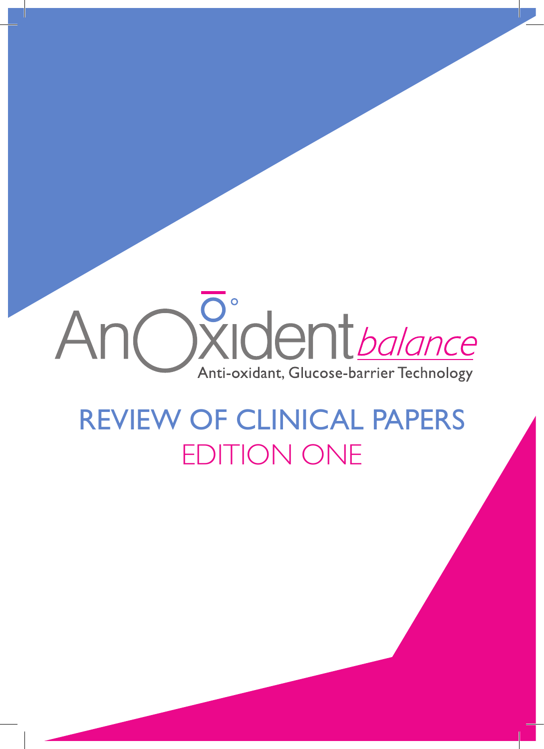# AnOxident *balance*

Anti-oxidant, Glucose-barrier Technology

## REVIEW OF CLINICAL PAPERS

## EDITION ONE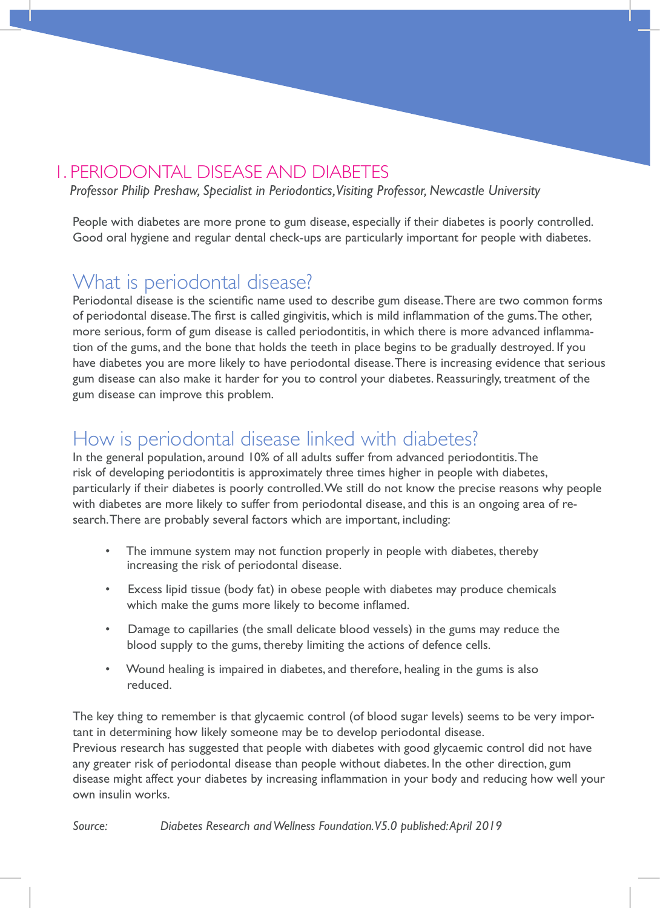# 1. PERIODONTAL DISEASE AND DIABETES

*Professor Philip Preshaw, Specialist in Periodontics, Visiting Professor, Newcastle University*

People with diabetes are more prone to gum disease, especially if their diabetes is poorly controlled. Good oral hygiene and regular dental check-ups are particularly important for people with diabetes.

## What is periodontal disease?

Periodontal disease is the scientific name used to describe gum disease. There are two common forms of periodontal disease. The first is called gingivitis, which is mild inflammation of the gums. The other, more serious, form of gum disease is called periodontitis, in which there is more advanced inflammation of the gums, and the bone that holds the teeth in place begins to be gradually destroyed. If you have diabetes you are more likely to have periodontal disease. There is increasing evidence that serious gum disease can also make it harder for you to control your diabetes. Reassuringly, treatment of the gum disease can improve this problem.

## How is periodontal disease linked with diabetes?

In the general population, around 10% of all adults suffer from advanced periodontitis. The risk of developing periodontitis is approximately three times higher in people with diabetes, particularly if their diabetes is poorly controlled. We still do not know the precise reasons why people with diabetes are more likely to suffer from periodontal disease, and this is an ongoing area of research. There are probably several factors which are important, including:

- The immune system may not function properly in people with diabetes, thereby increasing the risk of periodontal disease.
- Excess lipid tissue (body fat) in obese people with diabetes may produce chemicals which make the gums more likely to become inflamed.
- Damage to capillaries (the small delicate blood vessels) in the gums may reduce the blood supply to the gums, thereby limiting the actions of defence cells.
- Wound healing is impaired in diabetes, and therefore, healing in the gums is also reduced.

The key thing to remember is that glycaemic control (of blood sugar levels) seems to be very important in determining how likely someone may be to develop periodontal disease.
Previous research has suggested that people with diabetes with good glycaemic control did not have any greater risk of periodontal disease than people without diabetes. In the other direction, gum disease might affect your diabetes by increasing inflammation in your body and reducing how well your own insulin works.

*Source: Diabetes Research and Wellness Foundation. V5.0 published: April 2019*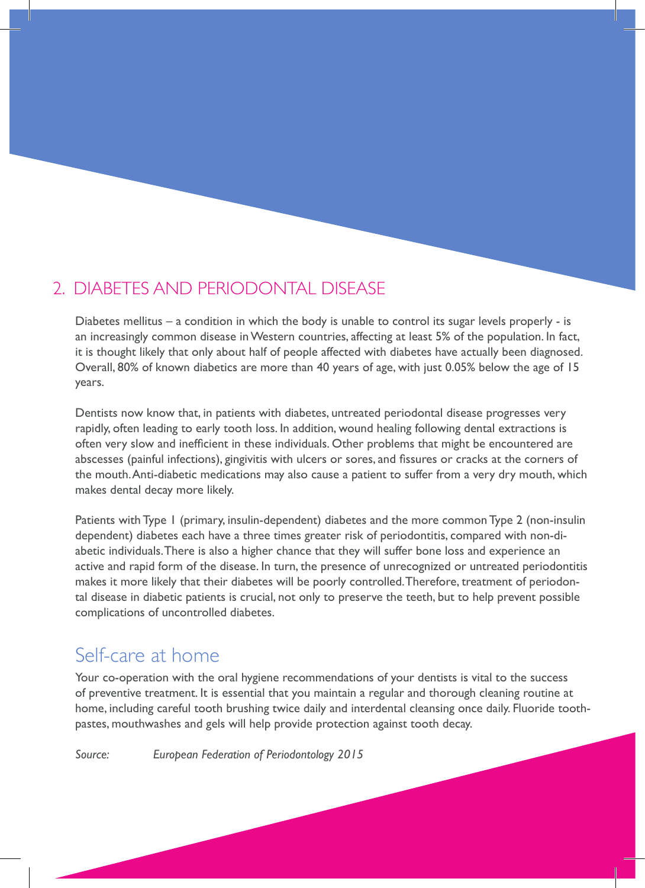## 2. DIABETES AND PERIODONTAL DISEASE

Diabetes mellitus – a condition in which the body is unable to control its sugar levels properly - is an increasingly common disease in Western countries, affecting at least 5% of the population. In fact, it is thought likely that only about half of people affected with diabetes have actually been diagnosed. Overall, 80% of known diabetics are more than 40 years of age, with just 0.05% below the age of 15 years.

Dentists now know that, in patients with diabetes, untreated periodontal disease progresses very rapidly, often leading to early tooth loss. In addition, wound healing following dental extractions is often very slow and inefficient in these individuals. Other problems that might be encountered are abscesses (painful infections), gingivitis with ulcers or sores, and fissures or cracks at the corners of the mouth. Anti-diabetic medications may also cause a patient to suffer from a very dry mouth, which makes dental decay more likely.

Patients with Type 1 (primary, insulin-dependent) diabetes and the more common Type 2 (non-insulin dependent) diabetes each have a three times greater risk of periodontitis, compared with non-diabetic individuals. There is also a higher chance that they will suffer bone loss and experience an active and rapid form of the disease. In turn, the presence of unrecognized or untreated periodontitis makes it more likely that their diabetes will be poorly controlled. Therefore, treatment of periodontal disease in diabetic patients is crucial, not only to preserve the teeth, but to help prevent possible complications of uncontrolled diabetes.

### Self-care at home

Your co-operation with the oral hygiene recommendations of your dentists is vital to the success of preventive treatment. It is essential that you maintain a regular and thorough cleaning routine at home, including careful tooth brushing twice daily and interdental cleansing once daily. Fluoride toothpastes, mouthwashes and gels will help provide protection against tooth decay.

*Source: European Federation of Periodontology 2015*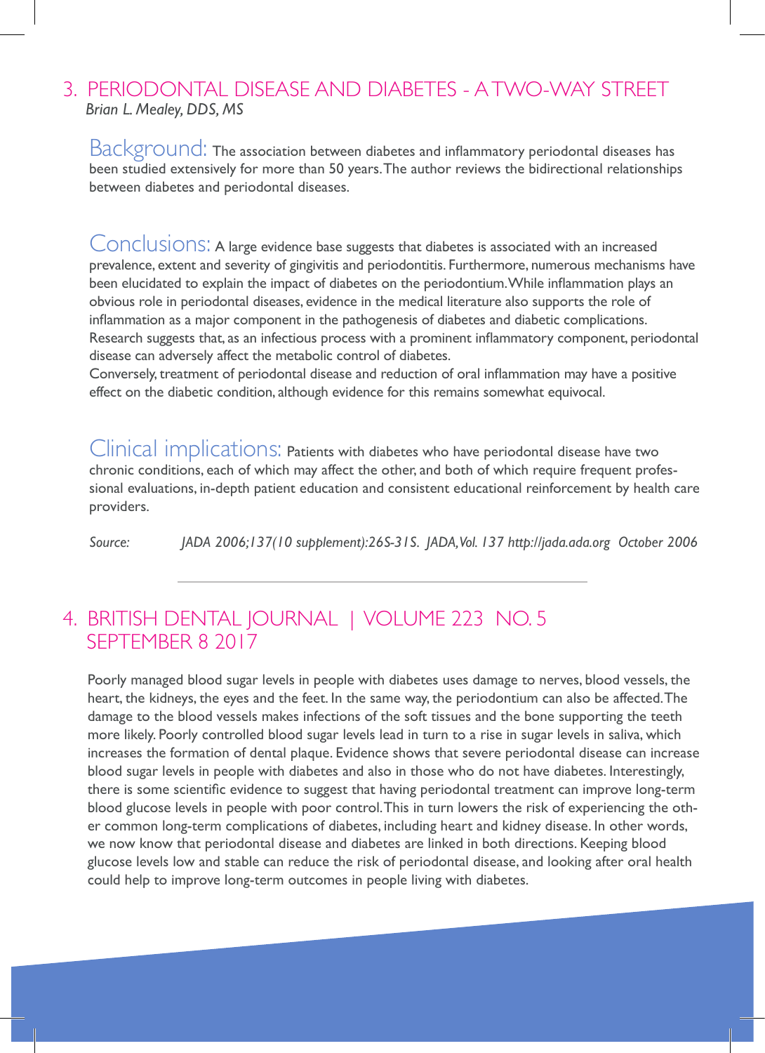## 3. PERIODONTAL DISEASE AND DIABETES - A TWO-WAY STREET

*Brian L. Mealey, DDS, MS*

**Background:** The association between diabetes and inflammatory periodontal diseases has been studied extensively for more than 50 years. The author reviews the bidirectional relationships between diabetes and periodontal diseases.

**Conclusions:** A large evidence base suggests that diabetes is associated with an increased prevalence, extent and severity of gingivitis and periodontitis. Furthermore, numerous mechanisms have been elucidated to explain the impact of diabetes on the periodontium. While inflammation plays an obvious role in periodontal diseases, evidence in the medical literature also supports the role of inflammation as a major component in the pathogenesis of diabetes and diabetic complications. Research suggests that, as an infectious process with a prominent inflammatory component, periodontal disease can adversely affect the metabolic control of diabetes.
Conversely, treatment of periodontal disease and reduction of oral inflammation may have a positive effect on the diabetic condition, although evidence for this remains somewhat equivocal.

**Clinical implications:** Patients with diabetes who have periodontal disease have two chronic conditions, each of which may affect the other, and both of which require frequent professional evaluations, in-depth patient education and consistent educational reinforcement by health care providers.

*Source: JADA 2006;137(10 supplement):26S-31S. JADA, Vol. 137 http://jada.ada.org October 2006*

---

## 4. BRITISH DENTAL JOURNAL | VOLUME 223 NO. 5 SEPTEMBER 8 2017

Poorly managed blood sugar levels in people with diabetes uses damage to nerves, blood vessels, the heart, the kidneys, the eyes and the feet. In the same way, the periodontium can also be affected. The damage to the blood vessels makes infections of the soft tissues and the bone supporting the teeth more likely. Poorly controlled blood sugar levels lead in turn to a rise in sugar levels in saliva, which increases the formation of dental plaque. Evidence shows that severe periodontal disease can increase blood sugar levels in people with diabetes and also in those who do not have diabetes. Interestingly, there is some scientific evidence to suggest that having periodontal treatment can improve long-term blood glucose levels in people with poor control. This in turn lowers the risk of experiencing the other common long-term complications of diabetes, including heart and kidney disease. In other words, we now know that periodontal disease and diabetes are linked in both directions. Keeping blood glucose levels low and stable can reduce the risk of periodontal disease, and looking after oral health could help to improve long-term outcomes in people living with diabetes.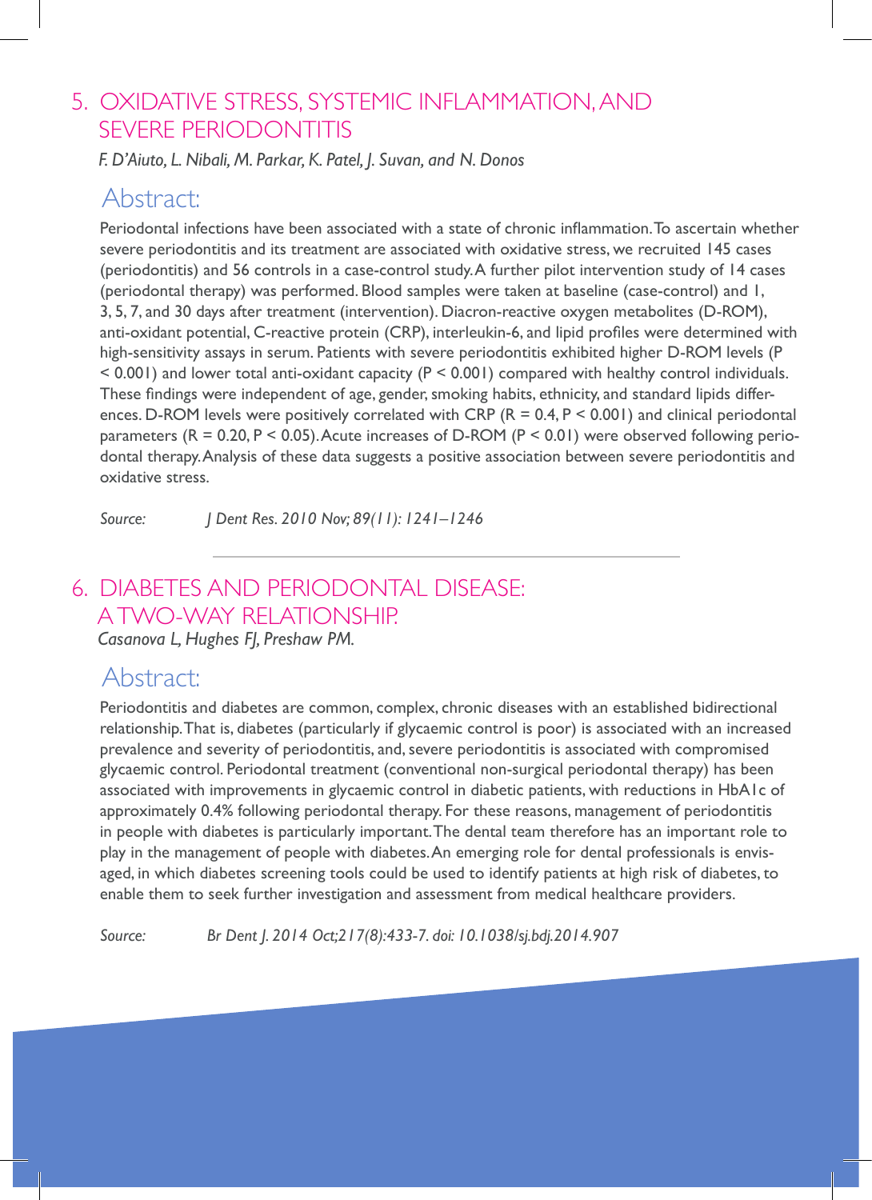## 5. OXIDATIVE STRESS, SYSTEMIC INFLAMMATION, AND SEVERE PERIODONTITIS

*F. D'Aiuto, L. Nibali, M. Parkar, K. Patel, J. Suvan, and N. Donos*

### Abstract:

Periodontal infections have been associated with a state of chronic inflammation. To ascertain whether severe periodontitis and its treatment are associated with oxidative stress, we recruited 145 cases (periodontitis) and 56 controls in a case-control study. A further pilot intervention study of 14 cases (periodontal therapy) was performed. Blood samples were taken at baseline (case-control) and 1, 3, 5, 7, and 30 days after treatment (intervention). Diacron-reactive oxygen metabolites (D-ROM), anti-oxidant potential, C-reactive protein (CRP), interleukin-6, and lipid profiles were determined with high-sensitivity assays in serum. Patients with severe periodontitis exhibited higher D-ROM levels ($P < 0.001$) and lower total anti-oxidant capacity ($P < 0.001$) compared with healthy control individuals. These findings were independent of age, gender, smoking habits, ethnicity, and standard lipids differences. D-ROM levels were positively correlated with CRP ($R = 0.4$, $P < 0.001$) and clinical periodontal parameters ($R = 0.20$, $P < 0.05$). Acute increases of D-ROM ($P < 0.01$) were observed following periodontal therapy. Analysis of these data suggests a positive association between severe periodontitis and oxidative stress.

*Source:* *J Dent Res. 2010 Nov; 89(11): 1241–1246*

---

## 6. DIABETES AND PERIODONTAL DISEASE: A TWO-WAY RELATIONSHIP.

*Casanova L, Hughes FJ, Preshaw PM.*

### Abstract:

Periodontitis and diabetes are common, complex, chronic diseases with an established bidirectional relationship. That is, diabetes (particularly if glycaemic control is poor) is associated with an increased prevalence and severity of periodontitis, and, severe periodontitis is associated with compromised glycaemic control. Periodontal treatment (conventional non-surgical periodontal therapy) has been associated with improvements in glycaemic control in diabetic patients, with reductions in HbA1c of approximately 0.4% following periodontal therapy. For these reasons, management of periodontitis in people with diabetes is particularly important. The dental team therefore has an important role to play in the management of people with diabetes. An emerging role for dental professionals is envisaged, in which diabetes screening tools could be used to identify patients at high risk of diabetes, to enable them to seek further investigation and assessment from medical healthcare providers.

*Source:* *Br Dent J. 2014 Oct;217(8):433-7. doi: 10.1038/sj.bdj.2014.907*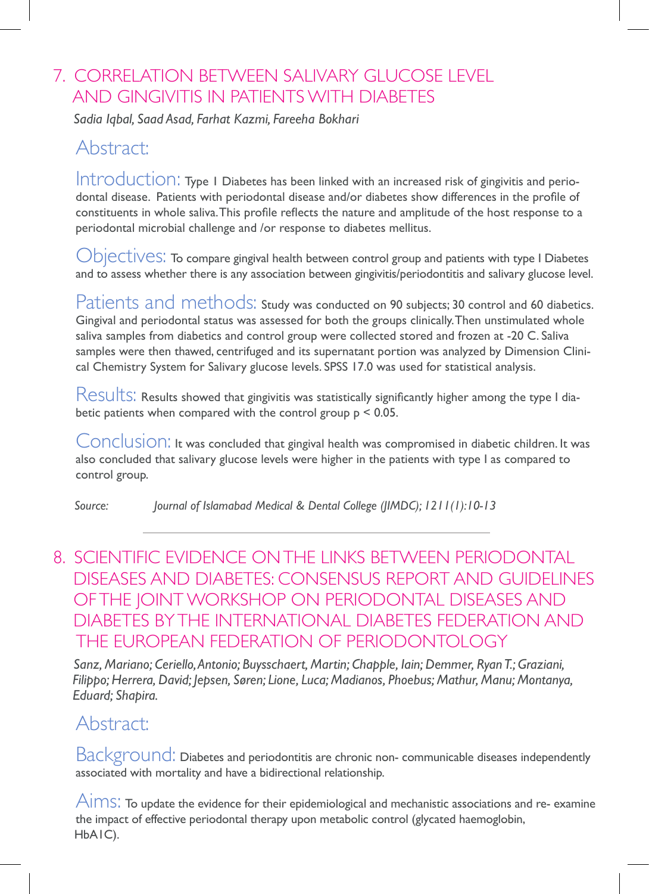## 7. CORRELATION BETWEEN SALIVARY GLUCOSE LEVEL AND GINGIVITIS IN PATIENTS WITH DIABETES

*Sadia Iqbal, Saad Asad, Farhat Kazmi, Fareeha Bokhari*

### Abstract:

**Introduction:** Type I Diabetes has been linked with an increased risk of gingivitis and periodontal disease. Patients with periodontal disease and/or diabetes show differences in the profile of constituents in whole saliva. This profile reflects the nature and amplitude of the host response to a periodontal microbial challenge and /or response to diabetes mellitus.

**Objectives:** To compare gingival health between control group and patients with type I Diabetes and to assess whether there is any association between gingivitis/periodontitis and salivary glucose level.

**Patients and methods:** Study was conducted on 90 subjects; 30 control and 60 diabetics. Gingival and periodontal status was assessed for both the groups clinically. Then unstimulated whole saliva samples from diabetics and control group were collected stored and frozen at -20 C. Saliva samples were then thawed, centrifuged and its supernatant portion was analyzed by Dimension Clinical Chemistry System for Salivary glucose levels. SPSS 17.0 was used for statistical analysis.

**Results:** Results showed that gingivitis was statistically significantly higher among the type I diabetic patients when compared with the control group $p < 0.05$.

**Conclusion:** It was concluded that gingival health was compromised in diabetic children. It was also concluded that salivary glucose levels were higher in the patients with type I as compared to control group.

*Source: Journal of Islamabad Medical & Dental College (JIMDC); 1211(1):10-13*

---

## 8. SCIENTIFIC EVIDENCE ON THE LINKS BETWEEN PERIODONTAL DISEASES AND DIABETES: CONSENSUS REPORT AND GUIDELINES OF THE JOINT WORKSHOP ON PERIODONTAL DISEASES AND DIABETES BY THE INTERNATIONAL DIABETES FEDERATION AND THE EUROPEAN FEDERATION OF PERIODONTOLOGY

*Sanz, Mariano; Ceriello, Antonio; Buysschaert, Martin; Chapple, Iain; Demmer, Ryan T.; Graziani, Filippo; Herrera, David; Jepsen, Søren; Lione, Luca; Madianos, Phoebus; Mathur, Manu; Montanya, Eduard; Shapira.*

### Abstract:

**Background:** Diabetes and periodontitis are chronic non- communicable diseases independently associated with mortality and have a bidirectional relationship.

**Aims:** To update the evidence for their epidemiological and mechanistic associations and re- examine the impact of effective periodontal therapy upon metabolic control (glycated haemoglobin, HbA1C).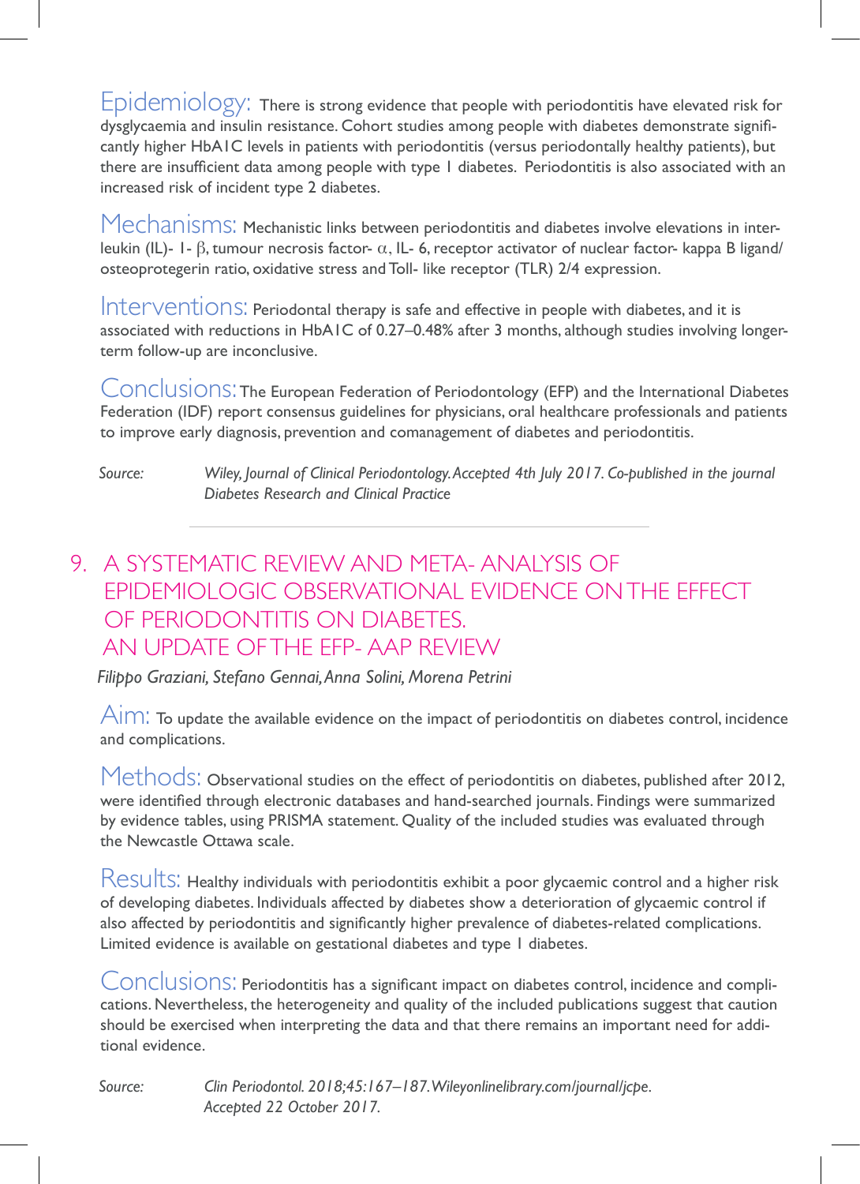**Epidemiology:** There is strong evidence that people with periodontitis have elevated risk for dysglycaemia and insulin resistance. Cohort studies among people with diabetes demonstrate significantly higher HbA1C levels in patients with periodontitis (versus periodontally healthy patients), but there are insufficient data among people with type 1 diabetes. Periodontitis is also associated with an increased risk of incident type 2 diabetes.

**Mechanisms:** Mechanistic links between periodontitis and diabetes involve elevations in interleukin (IL)- 1- β, tumour necrosis factor- α, IL- 6, receptor activator of nuclear factor- kappa B ligand/ osteoprotegerin ratio, oxidative stress and Toll- like receptor (TLR) 2/4 expression.

**Interventions:** Periodontal therapy is safe and effective in people with diabetes, and it is associated with reductions in HbA1C of 0.27–0.48% after 3 months, although studies involving longer-term follow-up are inconclusive.

**Conclusions:** The European Federation of Periodontology (EFP) and the International Diabetes Federation (IDF) report consensus guidelines for physicians, oral healthcare professionals and patients to improve early diagnosis, prevention and comanagement of diabetes and periodontitis.

*Source:* *Wiley, Journal of Clinical Periodontology. Accepted 4th July 2017. Co-published in the journal Diabetes Research and Clinical Practice*

---

## 9. A SYSTEMATIC REVIEW AND META- ANALYSIS OF EPIDEMIOLOGIC OBSERVATIONAL EVIDENCE ON THE EFFECT OF PERIODONTITIS ON DIABETES. AN UPDATE OF THE EFP- AAP REVIEW

*Filippo Graziani, Stefano Gennai, Anna Solini, Morena Petrini*

**Aim:** To update the available evidence on the impact of periodontitis on diabetes control, incidence and complications.

**Methods:** Observational studies on the effect of periodontitis on diabetes, published after 2012, were identified through electronic databases and hand-searched journals. Findings were summarized by evidence tables, using PRISMA statement. Quality of the included studies was evaluated through the Newcastle Ottawa scale.

**Results:** Healthy individuals with periodontitis exhibit a poor glycaemic control and a higher risk of developing diabetes. Individuals affected by diabetes show a deterioration of glycaemic control if also affected by periodontitis and significantly higher prevalence of diabetes-related complications. Limited evidence is available on gestational diabetes and type 1 diabetes.

**Conclusions:** Periodontitis has a significant impact on diabetes control, incidence and complications. Nevertheless, the heterogeneity and quality of the included publications suggest that caution should be exercised when interpreting the data and that there remains an important need for additional evidence.

*Source:* *Clin Periodontol. 2018;45:167–187. Wileyonlinelibrary.com/journal/jcpe. Accepted 22 October 2017.*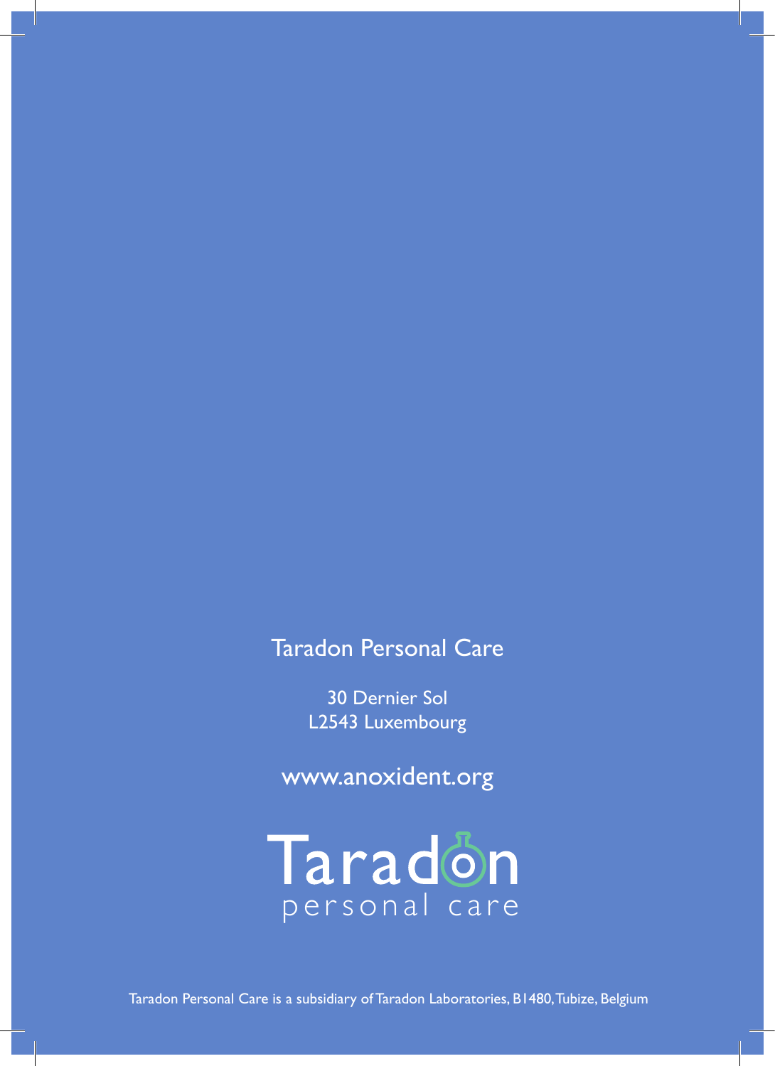Taradon Personal Care

30 Dernier Sol
L2543 Luxembourg

www.anoxident.org

Taradon
personal care

Taradon Personal Care is a subsidiary of Taradon Laboratories, B1480, Tubize, Belgium